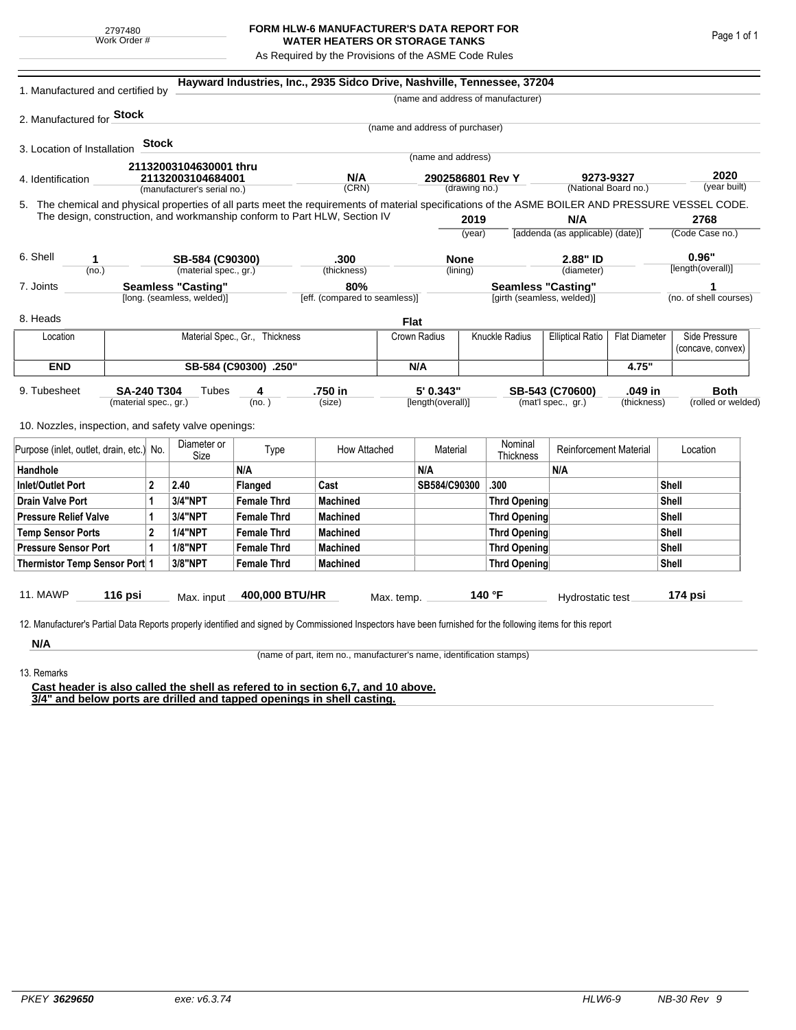2797480
Work Order #

# FORM HLW-6 MANUFACTURER'S DATA REPORT FOR WATER HEATERS OR STORAGE TANKS

As Required by the Provisions of the ASME Code Rules

1. Manufactured and certified by **Hayward Industries, Inc., 2935 Sidco Drive, Nashville, Tennessee, 37204**
(name and address of manufacturer)

2. Manufactured for **Stock**
(name and address of purchaser)

3. Location of Installation **Stock**
(name and address)

4. Identification **21132003104630001 thru 21132003104684001** (manufacturer's serial no.) **N/A** (CRN) **2902586801 Rev Y** (drawing no.) **9273-9327** (National Board no.) **2020** (year built)

5. The chemical and physical properties of all parts meet the requirements of material specifications of the ASME BOILER AND PRESSURE VESSEL CODE. The design, construction, and workmanship conform to Part HLW, Section IV **2019** (year) **N/A** [addenda (as applicable) (date)] **2768** (Code Case no.)

6. Shell **1** (no.) **SB-584 (C90300)** (material spec., gr.) **.300** (thickness) **None** (lining) **2.88" ID** (diameter) **0.96"** [length(overall)]

7. Joints **Seamless "Casting"** [long. (seamless, welded)] **80%** [eff. (compared to seamless)] **Seamless "Casting"** [girth (seamless, welded)] **1** (no. of shell courses)

8. Heads **Flat**

| Location | Material Spec., Gr., Thickness | Crown Radius | Knuckle Radius | Elliptical Ratio | Flat Diameter | Side Pressure (concave, convex) |
|---|---|---|---|---|---|---|
| **END** | **SB-584 (C90300) .250"** | **N/A** | | | **4.75"** | |

9. Tubesheet **SA-240 T304** (material spec., gr.) Tubes **4** (no.) **.750 in** (size) **5' 0.343"** [length(overall)] **SB-543 (C70600)** (mat'l spec., gr.) **.049 in** (thickness) **Both** (rolled or welded)

10. Nozzles, inspection, and safety valve openings:

| Purpose (inlet, outlet, drain, etc.) | No. | Diameter or Size | Type | How Attached | Material | Nominal Thickness | Reinforcement Material | Location |
|---|---|---|---|---|---|---|---|---|
| **Handhole** | | | **N/A** | | **N/A** | | **N/A** | |
| **Inlet/Outlet Port** | **2** | **2.40** | **Flanged** | **Cast** | **SB584/C90300** | **.300** | | **Shell** |
| **Drain Valve Port** | **1** | **3/4"NPT** | **Female Thrd** | **Machined** | | **Thrd Opening** | | **Shell** |
| **Pressure Relief Valve** | **1** | **3/4"NPT** | **Female Thrd** | **Machined** | | **Thrd Opening** | | **Shell** |
| **Temp Sensor Ports** | **2** | **1/4"NPT** | **Female Thrd** | **Machined** | | **Thrd Opening** | | **Shell** |
| **Pressure Sensor Port** | **1** | **1/8"NPT** | **Female Thrd** | **Machined** | | **Thrd Opening** | | **Shell** |
| **Thermistor Temp Sensor Port** | **1** | **3/8"NPT** | **Female Thrd** | **Machined** | | **Thrd Opening** | | **Shell** |

11. MAWP **116 psi** Max. input **400,000 BTU/HR** Max. temp. **140 °F** Hydrostatic test **174 psi**

12. Manufacturer's Partial Data Reports properly identified and signed by Commissioned Inspectors have been furnished for the following items for this report

**N/A**
(name of part, item no., manufacturer's name, identification stamps)

13. Remarks

**Cast header is also called the shell as refered to in section 6,7, and 10 above.**
**3/4" and below ports are drilled and tapped openings in shell casting.**

PKEY **3629650** exe: v6.3.74 HLW6-9 NB-30 Rev 9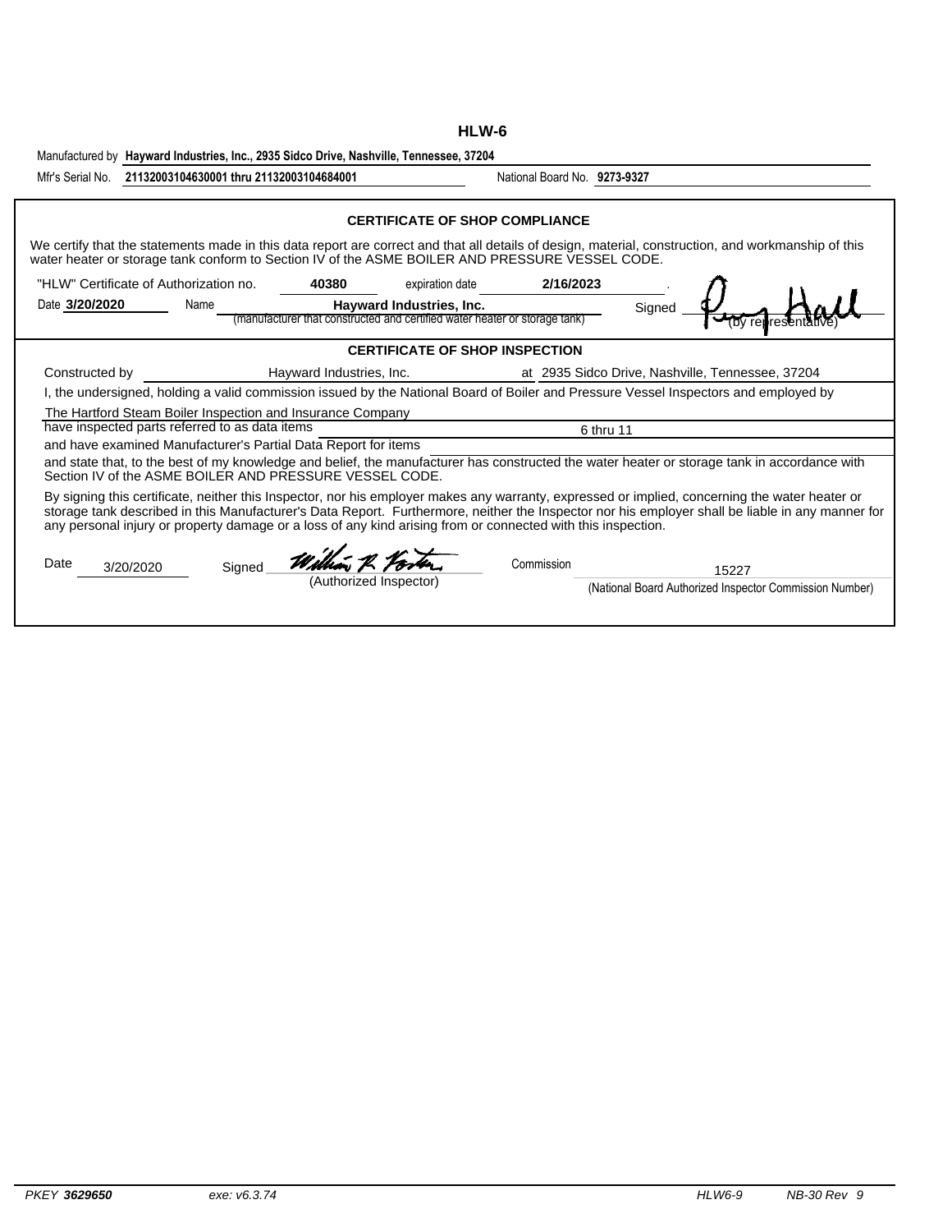# HLW-6

Manufactured by **Hayward Industries, Inc., 2935 Sidco Drive, Nashville, Tennessee, 37204**

Mfr's Serial No. **21132003104630001 thru 21132003104684001** National Board No. **9273-9327**

## CERTIFICATE OF SHOP COMPLIANCE

We certify that the statements made in this data report are correct and that all details of design, material, construction, and workmanship of this water heater or storage tank conform to Section IV of the ASME BOILER AND PRESSURE VESSEL CODE.

"HLW" Certificate of Authorization no. **40380** expiration date **2/16/2023**.

Date **3/20/2020** Name **Hayward Industries, Inc.** (manufacturer that constructed and certified water heater or storage tank) Signed Perry Hall (by representative)

## CERTIFICATE OF SHOP INSPECTION

Constructed by Hayward Industries, Inc. at 2935 Sidco Drive, Nashville, Tennessee, 37204

I, the undersigned, holding a valid commission issued by the National Board of Boiler and Pressure Vessel Inspectors and employed by The Hartford Steam Boiler Inspection and Insurance Company

have inspected parts referred to as data items 6 thru 11

and have examined Manufacturer's Partial Data Report for items

and state that, to the best of my knowledge and belief, the manufacturer has constructed the water heater or storage tank in accordance with Section IV of the ASME BOILER AND PRESSURE VESSEL CODE.

By signing this certificate, neither this Inspector, nor his employer makes any warranty, expressed or implied, concerning the water heater or storage tank described in this Manufacturer's Data Report. Furthermore, neither the Inspector nor his employer shall be liable in any manner for any personal injury or property damage or a loss of any kind arising from or connected with this inspection.

Date 3/20/2020 Signed William R. Foster (Authorized Inspector) Commission 15227 (National Board Authorized Inspector Commission Number)

PKEY 3629650 exe: v6.3.74 HLW6-9 NB-30 Rev 9